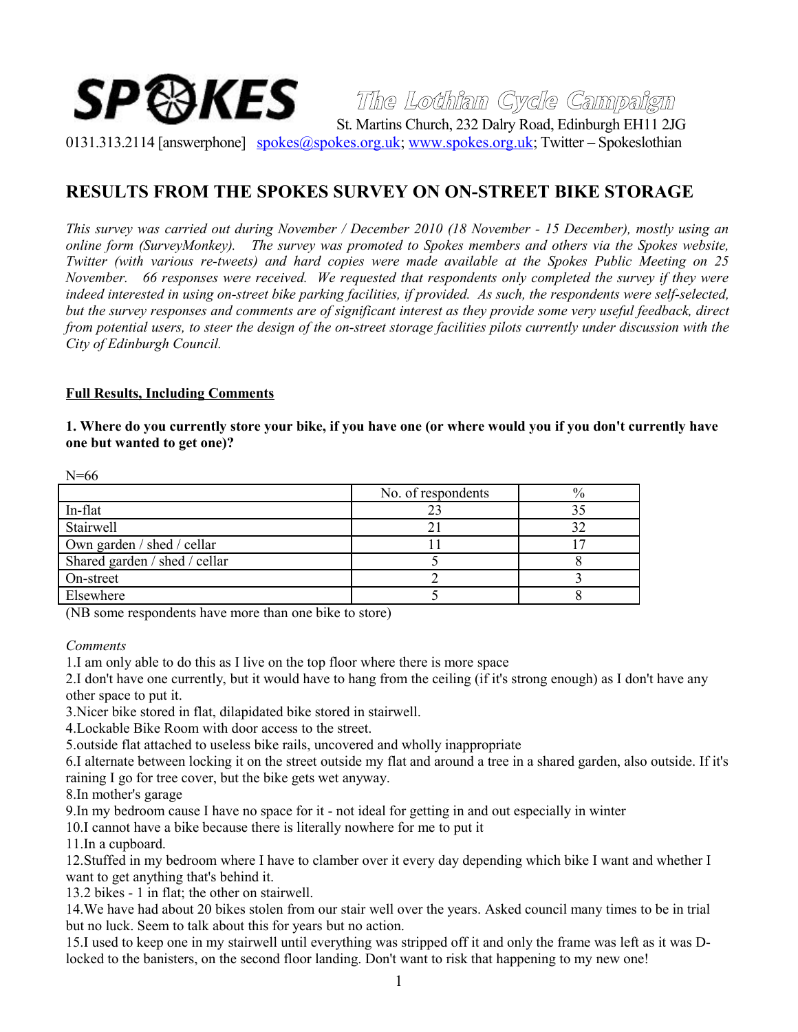**SPOKES** The Lothian Cycle Campaign

St. Martins Church, 232 Dalry Road, Edinburgh EH11 2JG

0131.313.2114 [answerphone] spokes@spokes.org.uk; www.spokes.org.uk; Twitter – Spokeslothian

# RESULTS FROM THE SPOKES SURVEY ON ON-STREET BIKE STORAGE

*This survey was carried out during November / December 2010 (18 November - 15 December), mostly using an online form (SurveyMonkey). The survey was promoted to Spokes members and others via the Spokes website, Twitter (with various re-tweets) and hard copies were made available at the Spokes Public Meeting on 25 November. 66 responses were received. We requested that respondents only completed the survey if they were indeed interested in using on-street bike parking facilities, if provided. As such, the respondents were self-selected, but the survey responses and comments are of significant interest as they provide some very useful feedback, direct from potential users, to steer the design of the on-street storage facilities pilots currently under discussion with the City of Edinburgh Council.*

## Full Results, Including Comments

### 1. Where do you currently store your bike, if you have one (or where would you if you don't currently have one but wanted to get one)?

N=66

| | No. of respondents | % |
|---|---|---|
| In-flat | 23 | 35 |
| Stairwell | 21 | 32 |
| Own garden / shed / cellar | 11 | 17 |
| Shared garden / shed / cellar | 5 | 8 |
| On-street | 2 | 3 |
| Elsewhere | 5 | 8 |

(NB some respondents have more than one bike to store)

*Comments*

1.I am only able to do this as I live on the top floor where there is more space

2.I don't have one currently, but it would have to hang from the ceiling (if it's strong enough) as I don't have any other space to put it.

3.Nicer bike stored in flat, dilapidated bike stored in stairwell.

4.Lockable Bike Room with door access to the street.

5.outside flat attached to useless bike rails, uncovered and wholly inappropriate

6.I alternate between locking it on the street outside my flat and around a tree in a shared garden, also outside. If it's raining I go for tree cover, but the bike gets wet anyway.

8.In mother's garage

9.In my bedroom cause I have no space for it - not ideal for getting in and out especially in winter

10.I cannot have a bike because there is literally nowhere for me to put it

11.In a cupboard.

12.Stuffed in my bedroom where I have to clamber over it every day depending which bike I want and whether I want to get anything that's behind it.

13.2 bikes - 1 in flat; the other on stairwell.

14.We have had about 20 bikes stolen from our stair well over the years. Asked council many times to be in trial but no luck. Seem to talk about this for years but no action.

15.I used to keep one in my stairwell until everything was stripped off it and only the frame was left as it was D-locked to the banisters, on the second floor landing. Don't want to risk that happening to my new one!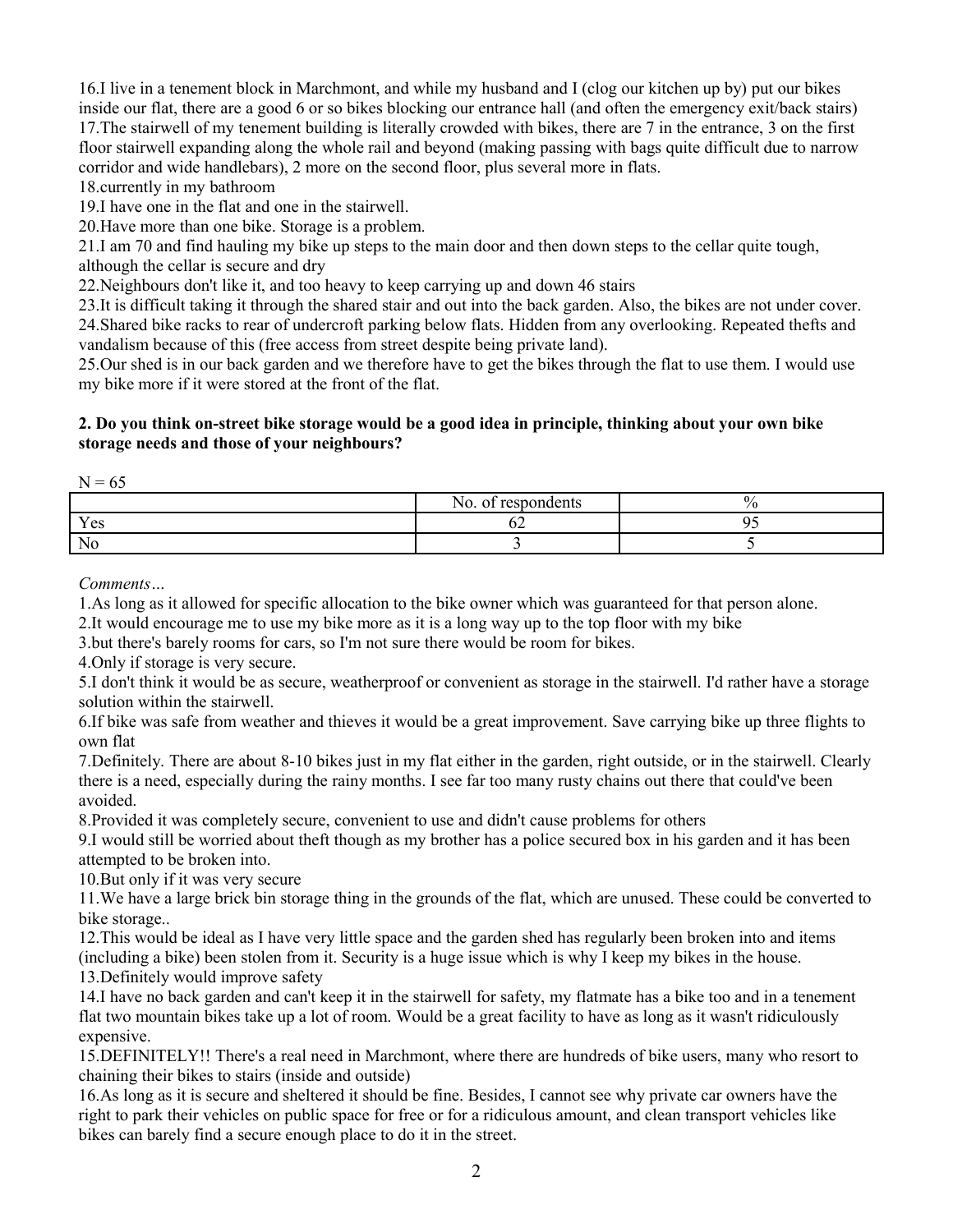16.I live in a tenement block in Marchmont, and while my husband and I (clog our kitchen up by) put our bikes inside our flat, there are a good 6 or so bikes blocking our entrance hall (and often the emergency exit/back stairs)
17.The stairwell of my tenement building is literally crowded with bikes, there are 7 in the entrance, 3 on the first floor stairwell expanding along the whole rail and beyond (making passing with bags quite difficult due to narrow corridor and wide handlebars), 2 more on the second floor, plus several more in flats.
18.currently in my bathroom
19.I have one in the flat and one in the stairwell.
20.Have more than one bike. Storage is a problem.
21.I am 70 and find hauling my bike up steps to the main door and then down steps to the cellar quite tough, although the cellar is secure and dry
22.Neighbours don't like it, and too heavy to keep carrying up and down 46 stairs
23.It is difficult taking it through the shared stair and out into the back garden. Also, the bikes are not under cover.
24.Shared bike racks to rear of undercroft parking below flats. Hidden from any overlooking. Repeated thefts and vandalism because of this (free access from street despite being private land).
25.Our shed is in our back garden and we therefore have to get the bikes through the flat to use them. I would use my bike more if it were stored at the front of the flat.

**2. Do you think on-street bike storage would be a good idea in principle, thinking about your own bike storage needs and those of your neighbours?**

N = 65

| | No. of respondents | % |
|---|---|---|
| Yes | 62 | 95 |
| No | 3 | 5 |

*Comments…*

1.As long as it allowed for specific allocation to the bike owner which was guaranteed for that person alone.
2.It would encourage me to use my bike more as it is a long way up to the top floor with my bike
3.but there's barely rooms for cars, so I'm not sure there would be room for bikes.
4.Only if storage is very secure.
5.I don't think it would be as secure, weatherproof or convenient as storage in the stairwell. I'd rather have a storage solution within the stairwell.
6.If bike was safe from weather and thieves it would be a great improvement. Save carrying bike up three flights to own flat
7.Definitely. There are about 8-10 bikes just in my flat either in the garden, right outside, or in the stairwell. Clearly there is a need, especially during the rainy months. I see far too many rusty chains out there that could've been avoided.
8.Provided it was completely secure, convenient to use and didn't cause problems for others
9.I would still be worried about theft though as my brother has a police secured box in his garden and it has been attempted to be broken into.
10.But only if it was very secure
11.We have a large brick bin storage thing in the grounds of the flat, which are unused. These could be converted to bike storage..
12.This would be ideal as I have very little space and the garden shed has regularly been broken into and items (including a bike) been stolen from it. Security is a huge issue which is why I keep my bikes in the house.
13.Definitely would improve safety
14.I have no back garden and can't keep it in the stairwell for safety, my flatmate has a bike too and in a tenement flat two mountain bikes take up a lot of room. Would be a great facility to have as long as it wasn't ridiculously expensive.
15.DEFINITELY!! There's a real need in Marchmont, where there are hundreds of bike users, many who resort to chaining their bikes to stairs (inside and outside)
16.As long as it is secure and sheltered it should be fine. Besides, I cannot see why private car owners have the right to park their vehicles on public space for free or for a ridiculous amount, and clean transport vehicles like bikes can barely find a secure enough place to do it in the street.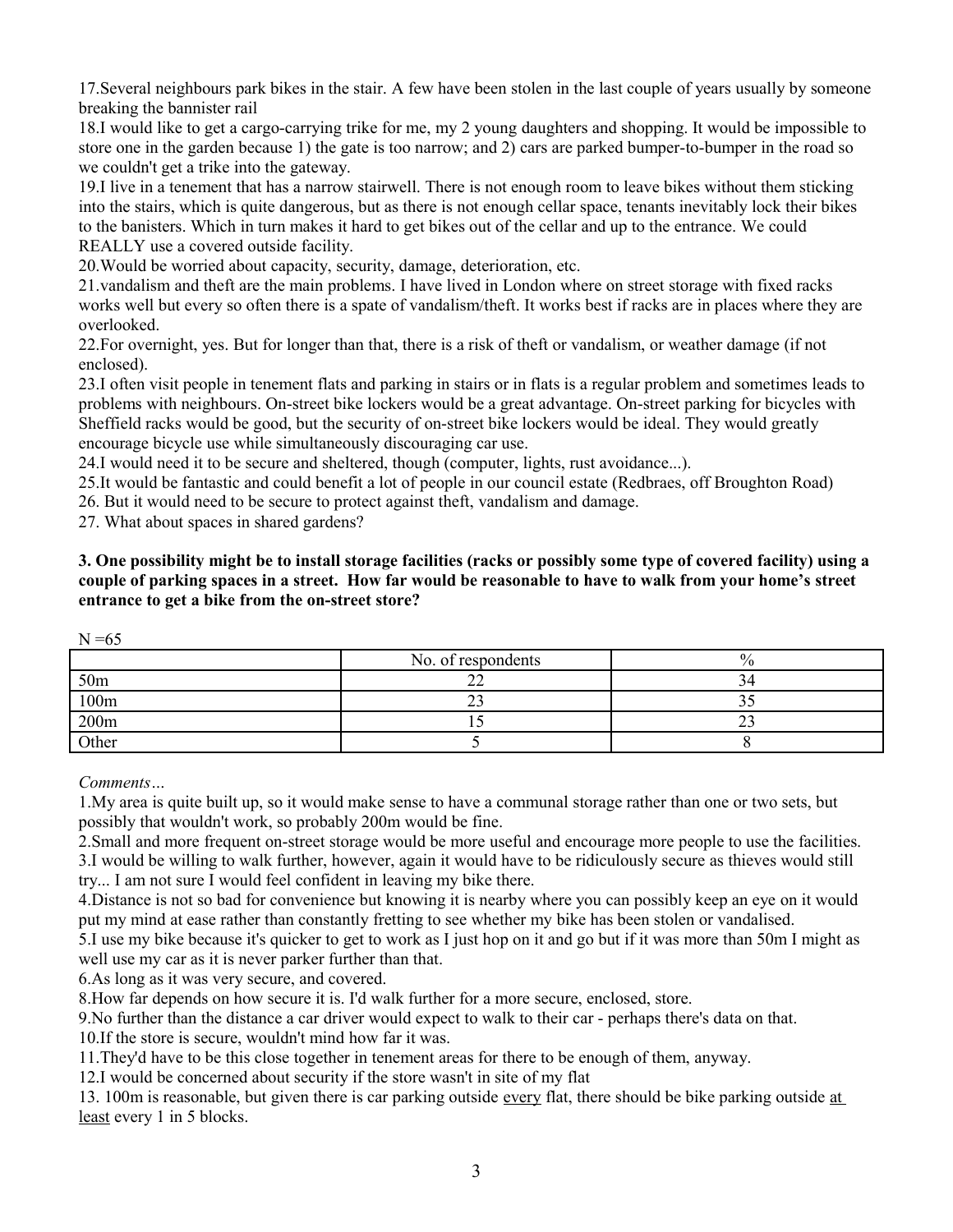17.Several neighbours park bikes in the stair. A few have been stolen in the last couple of years usually by someone breaking the bannister rail

18.I would like to get a cargo-carrying trike for me, my 2 young daughters and shopping. It would be impossible to store one in the garden because 1) the gate is too narrow; and 2) cars are parked bumper-to-bumper in the road so we couldn't get a trike into the gateway.

19.I live in a tenement that has a narrow stairwell. There is not enough room to leave bikes without them sticking into the stairs, which is quite dangerous, but as there is not enough cellar space, tenants inevitably lock their bikes to the banisters. Which in turn makes it hard to get bikes out of the cellar and up to the entrance. We could REALLY use a covered outside facility.

20.Would be worried about capacity, security, damage, deterioration, etc.

21.vandalism and theft are the main problems. I have lived in London where on street storage with fixed racks works well but every so often there is a spate of vandalism/theft. It works best if racks are in places where they are overlooked.

22.For overnight, yes. But for longer than that, there is a risk of theft or vandalism, or weather damage (if not enclosed).

23.I often visit people in tenement flats and parking in stairs or in flats is a regular problem and sometimes leads to problems with neighbours. On-street bike lockers would be a great advantage. On-street parking for bicycles with Sheffield racks would be good, but the security of on-street bike lockers would be ideal. They would greatly encourage bicycle use while simultaneously discouraging car use.

24.I would need it to be secure and sheltered, though (computer, lights, rust avoidance...).

25.It would be fantastic and could benefit a lot of people in our council estate (Redbraes, off Broughton Road)

26. But it would need to be secure to protect against theft, vandalism and damage.

27. What about spaces in shared gardens?

**3. One possibility might be to install storage facilities (racks or possibly some type of covered facility) using a couple of parking spaces in a street. How far would be reasonable to have to walk from your home's street entrance to get a bike from the on-street store?**

N =65

| | No. of respondents | % |
|---|---|---|
| 50m | 22 | 34 |
| 100m | 23 | 35 |
| 200m | 15 | 23 |
| Other | 5 | 8 |

*Comments…*

1.My area is quite built up, so it would make sense to have a communal storage rather than one or two sets, but possibly that wouldn't work, so probably 200m would be fine.

2.Small and more frequent on-street storage would be more useful and encourage more people to use the facilities.

3.I would be willing to walk further, however, again it would have to be ridiculously secure as thieves would still try... I am not sure I would feel confident in leaving my bike there.

4.Distance is not so bad for convenience but knowing it is nearby where you can possibly keep an eye on it would put my mind at ease rather than constantly fretting to see whether my bike has been stolen or vandalised.

5.I use my bike because it's quicker to get to work as I just hop on it and go but if it was more than 50m I might as well use my car as it is never parker further than that.

6.As long as it was very secure, and covered.

8.How far depends on how secure it is. I'd walk further for a more secure, enclosed, store.

9.No further than the distance a car driver would expect to walk to their car - perhaps there's data on that.

10.If the store is secure, wouldn't mind how far it was.

11.They'd have to be this close together in tenement areas for there to be enough of them, anyway.

12.I would be concerned about security if the store wasn't in site of my flat

13. 100m is reasonable, but given there is car parking outside <u>every</u> flat, there should be bike parking outside <u>at least</u> every 1 in 5 blocks.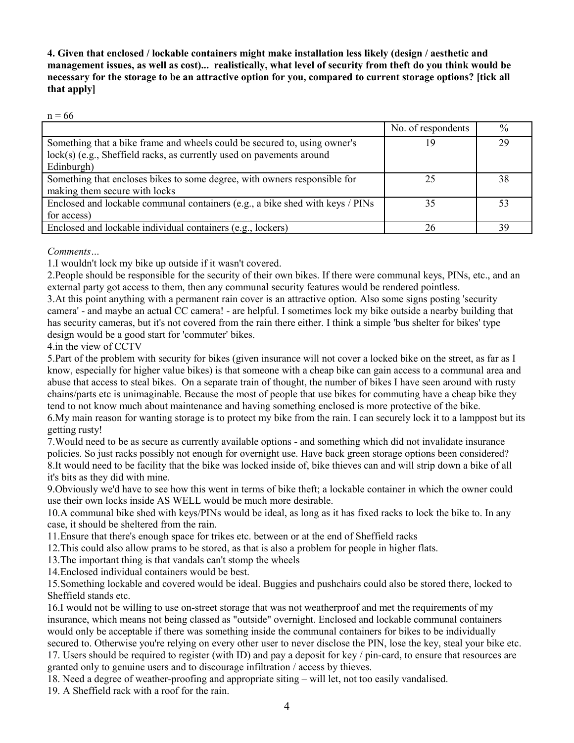**4. Given that enclosed / lockable containers might make installation less likely (design / aesthetic and management issues, as well as cost)... realistically, what level of security from theft do you think would be necessary for the storage to be an attractive option for you, compared to current storage options? [tick all that apply]**

n = 66

| | No. of respondents | % |
|---|---|---|
| Something that a bike frame and wheels could be secured to, using owner's lock(s) (e.g., Sheffield racks, as currently used on pavements around Edinburgh) | 19 | 29 |
| Something that encloses bikes to some degree, with owners responsible for making them secure with locks | 25 | 38 |
| Enclosed and lockable communal containers (e.g., a bike shed with keys / PINs for access) | 35 | 53 |
| Enclosed and lockable individual containers (e.g., lockers) | 26 | 39 |

*Comments…*

1.I wouldn't lock my bike up outside if it wasn't covered.

2.People should be responsible for the security of their own bikes. If there were communal keys, PINs, etc., and an external party got access to them, then any communal security features would be rendered pointless.

3.At this point anything with a permanent rain cover is an attractive option. Also some signs posting 'security camera' - and maybe an actual CC camera! - are helpful. I sometimes lock my bike outside a nearby building that has security cameras, but it's not covered from the rain there either. I think a simple 'bus shelter for bikes' type design would be a good start for 'commuter' bikes.

4.in the view of CCTV

5.Part of the problem with security for bikes (given insurance will not cover a locked bike on the street, as far as I know, especially for higher value bikes) is that someone with a cheap bike can gain access to a communal area and abuse that access to steal bikes. On a separate train of thought, the number of bikes I have seen around with rusty chains/parts etc is unimaginable. Because the most of people that use bikes for commuting have a cheap bike they tend to not know much about maintenance and having something enclosed is more protective of the bike.

6.My main reason for wanting storage is to protect my bike from the rain. I can securely lock it to a lamppost but its getting rusty!

7.Would need to be as secure as currently available options - and something which did not invalidate insurance policies. So just racks possibly not enough for overnight use. Have back green storage options been considered?

8.It would need to be facility that the bike was locked inside of, bike thieves can and will strip down a bike of all it's bits as they did with mine.

9.Obviously we'd have to see how this went in terms of bike theft; a lockable container in which the owner could use their own locks inside AS WELL would be much more desirable.

10.A communal bike shed with keys/PINs would be ideal, as long as it has fixed racks to lock the bike to. In any case, it should be sheltered from the rain.

11.Ensure that there's enough space for trikes etc. between or at the end of Sheffield racks

12.This could also allow prams to be stored, as that is also a problem for people in higher flats.

13.The important thing is that vandals can't stomp the wheels

14.Enclosed individual containers would be best.

15.Something lockable and covered would be ideal. Buggies and pushchairs could also be stored there, locked to Sheffield stands etc.

16.I would not be willing to use on-street storage that was not weatherproof and met the requirements of my insurance, which means not being classed as "outside" overnight. Enclosed and lockable communal containers would only be acceptable if there was something inside the communal containers for bikes to be individually secured to. Otherwise you're relying on every other user to never disclose the PIN, lose the key, steal your bike etc.

17. Users should be required to register (with ID) and pay a deposit for key / pin-card, to ensure that resources are granted only to genuine users and to discourage infiltration / access by thieves.

18. Need a degree of weather-proofing and appropriate siting – will let, not too easily vandalised.

19. A Sheffield rack with a roof for the rain.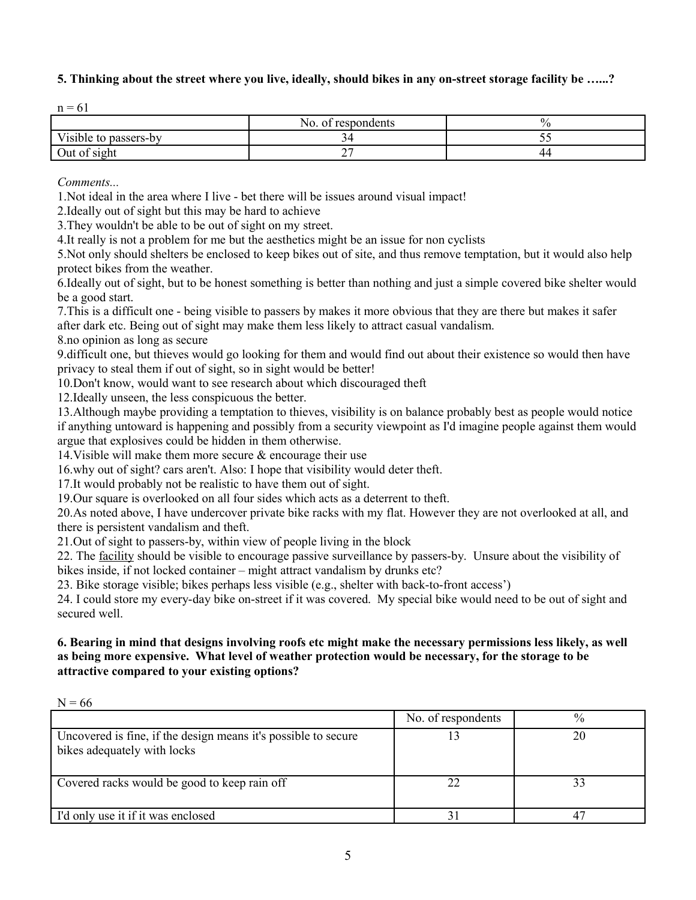**5. Thinking about the street where you live, ideally, should bikes in any on-street storage facility be …...?**

n = 61

| | No. of respondents | % |
|---|---|---|
| Visible to passers-by | 34 | 55 |
| Out of sight | 27 | 44 |

*Comments...*

1.Not ideal in the area where I live - bet there will be issues around visual impact!

2.Ideally out of sight but this may be hard to achieve

3.They wouldn't be able to be out of sight on my street.

4.It really is not a problem for me but the aesthetics might be an issue for non cyclists

5.Not only should shelters be enclosed to keep bikes out of site, and thus remove temptation, but it would also help protect bikes from the weather.

6.Ideally out of sight, but to be honest something is better than nothing and just a simple covered bike shelter would be a good start.

7.This is a difficult one - being visible to passers by makes it more obvious that they are there but makes it safer after dark etc. Being out of sight may make them less likely to attract casual vandalism.

8.no opinion as long as secure

9.difficult one, but thieves would go looking for them and would find out about their existence so would then have privacy to steal them if out of sight, so in sight would be better!

10.Don't know, would want to see research about which discouraged theft

12.Ideally unseen, the less conspicuous the better.

13.Although maybe providing a temptation to thieves, visibility is on balance probably best as people would notice if anything untoward is happening and possibly from a security viewpoint as I'd imagine people against them would argue that explosives could be hidden in them otherwise.

14.Visible will make them more secure & encourage their use

16.why out of sight? cars aren't. Also: I hope that visibility would deter theft.

17.It would probably not be realistic to have them out of sight.

19.Our square is overlooked on all four sides which acts as a deterrent to theft.

20.As noted above, I have undercover private bike racks with my flat. However they are not overlooked at all, and there is persistent vandalism and theft.

21.Out of sight to passers-by, within view of people living in the block

22. The facility should be visible to encourage passive surveillance by passers-by. Unsure about the visibility of bikes inside, if not locked container – might attract vandalism by drunks etc?

23. Bike storage visible; bikes perhaps less visible (e.g., shelter with back-to-front access')

24. I could store my every-day bike on-street if it was covered. My special bike would need to be out of sight and secured well.

**6. Bearing in mind that designs involving roofs etc might make the necessary permissions less likely, as well as being more expensive. What level of weather protection would be necessary, for the storage to be attractive compared to your existing options?**

N = 66

| | No. of respondents | % |
|---|---|---|
| Uncovered is fine, if the design means it's possible to secure bikes adequately with locks | 13 | 20 |
| Covered racks would be good to keep rain off | 22 | 33 |
| I'd only use it if it was enclosed | 31 | 47 |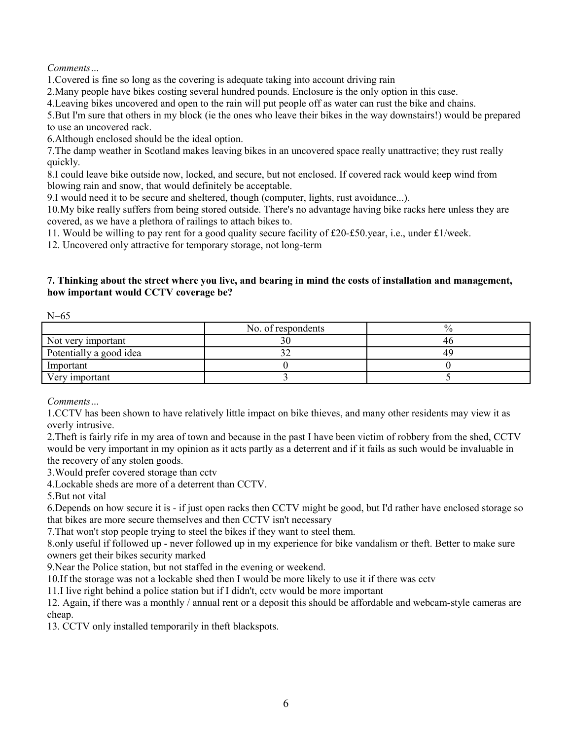*Comments…*

1.Covered is fine so long as the covering is adequate taking into account driving rain

2.Many people have bikes costing several hundred pounds. Enclosure is the only option in this case.

4.Leaving bikes uncovered and open to the rain will put people off as water can rust the bike and chains.

5.But I'm sure that others in my block (ie the ones who leave their bikes in the way downstairs!) would be prepared to use an uncovered rack.

6.Although enclosed should be the ideal option.

7.The damp weather in Scotland makes leaving bikes in an uncovered space really unattractive; they rust really quickly.

8.I could leave bike outside now, locked, and secure, but not enclosed. If covered rack would keep wind from blowing rain and snow, that would definitely be acceptable.

9.I would need it to be secure and sheltered, though (computer, lights, rust avoidance...).

10.My bike really suffers from being stored outside. There's no advantage having bike racks here unless they are covered, as we have a plethora of railings to attach bikes to.

11. Would be willing to pay rent for a good quality secure facility of £20-£50.year, i.e., under £1/week.

12. Uncovered only attractive for temporary storage, not long-term

**7. Thinking about the street where you live, and bearing in mind the costs of installation and management, how important would CCTV coverage be?**

N=65

| | No. of respondents | % |
|---|---|---|
| Not very important | 30 | 46 |
| Potentially a good idea | 32 | 49 |
| Important | 0 | 0 |
| Very important | 3 | 5 |

*Comments…*

1.CCTV has been shown to have relatively little impact on bike thieves, and many other residents may view it as overly intrusive.

2.Theft is fairly rife in my area of town and because in the past I have been victim of robbery from the shed, CCTV would be very important in my opinion as it acts partly as a deterrent and if it fails as such would be invaluable in the recovery of any stolen goods.

3.Would prefer covered storage than cctv

4.Lockable sheds are more of a deterrent than CCTV.

5.But not vital

6.Depends on how secure it is - if just open racks then CCTV might be good, but I'd rather have enclosed storage so that bikes are more secure themselves and then CCTV isn't necessary

7.That won't stop people trying to steel the bikes if they want to steel them.

8.only useful if followed up - never followed up in my experience for bike vandalism or theft. Better to make sure owners get their bikes security marked

9.Near the Police station, but not staffed in the evening or weekend.

10.If the storage was not a lockable shed then I would be more likely to use it if there was cctv

11.I live right behind a police station but if I didn't, cctv would be more important

12. Again, if there was a monthly / annual rent or a deposit this should be affordable and webcam-style cameras are cheap.

13. CCTV only installed temporarily in theft blackspots.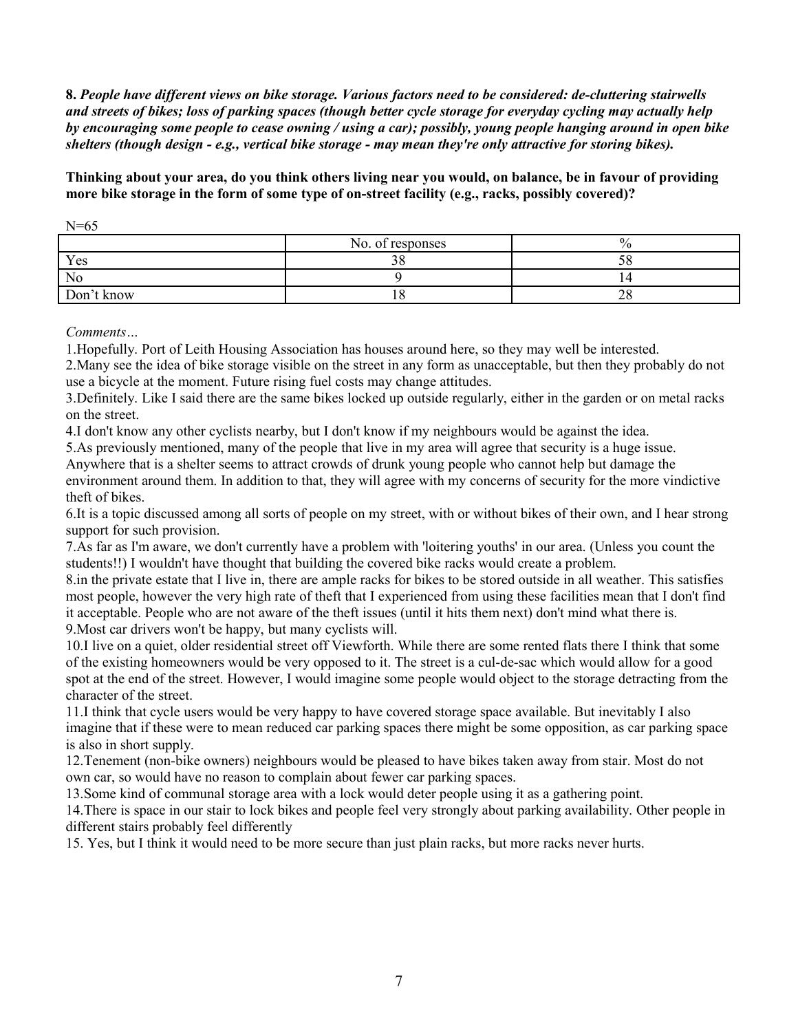**8.** ***People have different views on bike storage. Various factors need to be considered: de-cluttering stairwells and streets of bikes; loss of parking spaces (though better cycle storage for everyday cycling may actually help by encouraging some people to cease owning / using a car); possibly, young people hanging around in open bike shelters (though design - e.g., vertical bike storage - may mean they're only attractive for storing bikes).***

**Thinking about your area, do you think others living near you would, on balance, be in favour of providing more bike storage in the form of some type of on-street facility (e.g., racks, possibly covered)?**

N=65

| | No. of responses | % |
|---|---|---|
| Yes | 38 | 58 |
| No | 9 | 14 |
| Don't know | 18 | 28 |

*Comments…*

1.Hopefully. Port of Leith Housing Association has houses around here, so they may well be interested.

2.Many see the idea of bike storage visible on the street in any form as unacceptable, but then they probably do not use a bicycle at the moment. Future rising fuel costs may change attitudes.

3.Definitely. Like I said there are the same bikes locked up outside regularly, either in the garden or on metal racks on the street.

4.I don't know any other cyclists nearby, but I don't know if my neighbours would be against the idea.

5.As previously mentioned, many of the people that live in my area will agree that security is a huge issue. Anywhere that is a shelter seems to attract crowds of drunk young people who cannot help but damage the environment around them. In addition to that, they will agree with my concerns of security for the more vindictive theft of bikes.

6.It is a topic discussed among all sorts of people on my street, with or without bikes of their own, and I hear strong support for such provision.

7.As far as I'm aware, we don't currently have a problem with 'loitering youths' in our area. (Unless you count the students!!) I wouldn't have thought that building the covered bike racks would create a problem.

8.in the private estate that I live in, there are ample racks for bikes to be stored outside in all weather. This satisfies most people, however the very high rate of theft that I experienced from using these facilities mean that I don't find it acceptable. People who are not aware of the theft issues (until it hits them next) don't mind what there is.

9.Most car drivers won't be happy, but many cyclists will.

10.I live on a quiet, older residential street off Viewforth. While there are some rented flats there I think that some of the existing homeowners would be very opposed to it. The street is a cul-de-sac which would allow for a good spot at the end of the street. However, I would imagine some people would object to the storage detracting from the character of the street.

11.I think that cycle users would be very happy to have covered storage space available. But inevitably I also imagine that if these were to mean reduced car parking spaces there might be some opposition, as car parking space is also in short supply.

12.Tenement (non-bike owners) neighbours would be pleased to have bikes taken away from stair. Most do not own car, so would have no reason to complain about fewer car parking spaces.

13.Some kind of communal storage area with a lock would deter people using it as a gathering point.

14.There is space in our stair to lock bikes and people feel very strongly about parking availability. Other people in different stairs probably feel differently

15. Yes, but I think it would need to be more secure than just plain racks, but more racks never hurts.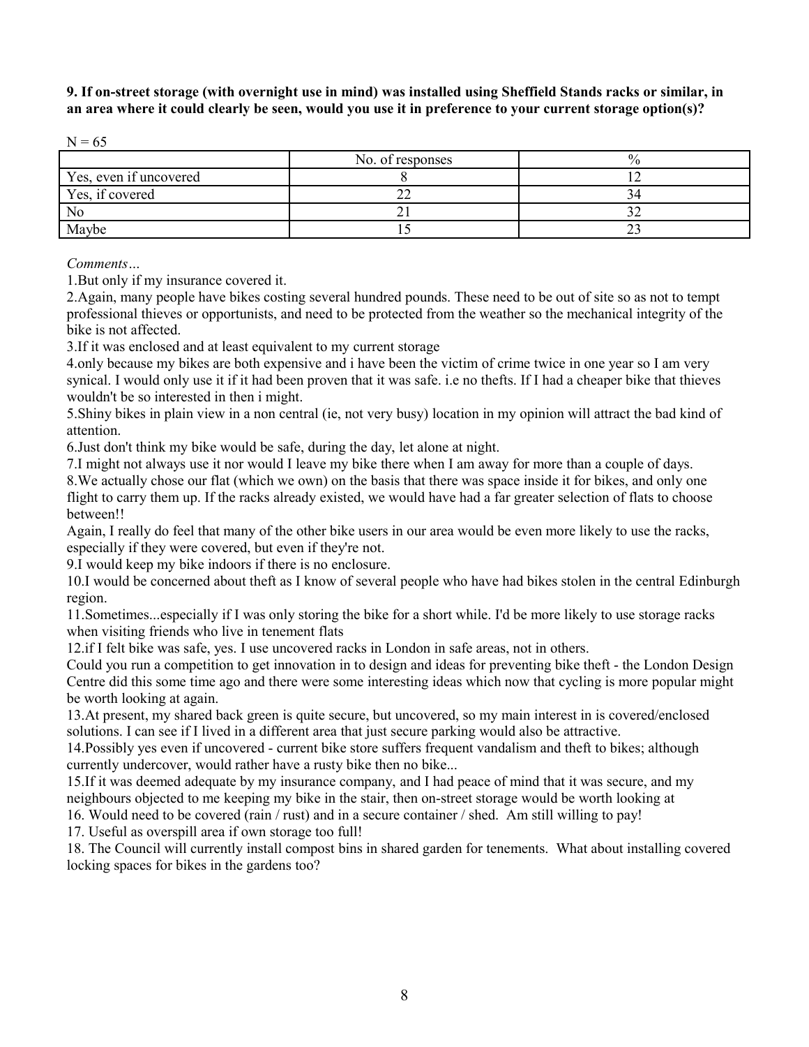**9. If on-street storage (with overnight use in mind) was installed using Sheffield Stands racks or similar, in an area where it could clearly be seen, would you use it in preference to your current storage option(s)?**

N = 65

| | No. of responses | % |
|---|---|---|
| Yes, even if uncovered | 8 | 12 |
| Yes, if covered | 22 | 34 |
| No | 21 | 32 |
| Maybe | 15 | 23 |

*Comments…*

1.But only if my insurance covered it.

2.Again, many people have bikes costing several hundred pounds. These need to be out of site so as not to tempt professional thieves or opportunists, and need to be protected from the weather so the mechanical integrity of the bike is not affected.

3.If it was enclosed and at least equivalent to my current storage

4.only because my bikes are both expensive and i have been the victim of crime twice in one year so I am very synical. I would only use it if it had been proven that it was safe. i.e no thefts. If I had a cheaper bike that thieves wouldn't be so interested in then i might.

5.Shiny bikes in plain view in a non central (ie, not very busy) location in my opinion will attract the bad kind of attention.

6.Just don't think my bike would be safe, during the day, let alone at night.

7.I might not always use it nor would I leave my bike there when I am away for more than a couple of days.

8.We actually chose our flat (which we own) on the basis that there was space inside it for bikes, and only one flight to carry them up. If the racks already existed, we would have had a far greater selection of flats to choose between!!

Again, I really do feel that many of the other bike users in our area would be even more likely to use the racks, especially if they were covered, but even if they're not.

9.I would keep my bike indoors if there is no enclosure.

10.I would be concerned about theft as I know of several people who have had bikes stolen in the central Edinburgh region.

11.Sometimes...especially if I was only storing the bike for a short while. I'd be more likely to use storage racks when visiting friends who live in tenement flats

12.if I felt bike was safe, yes. I use uncovered racks in London in safe areas, not in others.

Could you run a competition to get innovation in to design and ideas for preventing bike theft - the London Design Centre did this some time ago and there were some interesting ideas which now that cycling is more popular might be worth looking at again.

13.At present, my shared back green is quite secure, but uncovered, so my main interest in is covered/enclosed solutions. I can see if I lived in a different area that just secure parking would also be attractive.

14.Possibly yes even if uncovered - current bike store suffers frequent vandalism and theft to bikes; although currently undercover, would rather have a rusty bike then no bike...

15.If it was deemed adequate by my insurance company, and I had peace of mind that it was secure, and my neighbours objected to me keeping my bike in the stair, then on-street storage would be worth looking at

16. Would need to be covered (rain / rust) and in a secure container / shed. Am still willing to pay!

17. Useful as overspill area if own storage too full!

18. The Council will currently install compost bins in shared garden for tenements. What about installing covered locking spaces for bikes in the gardens too?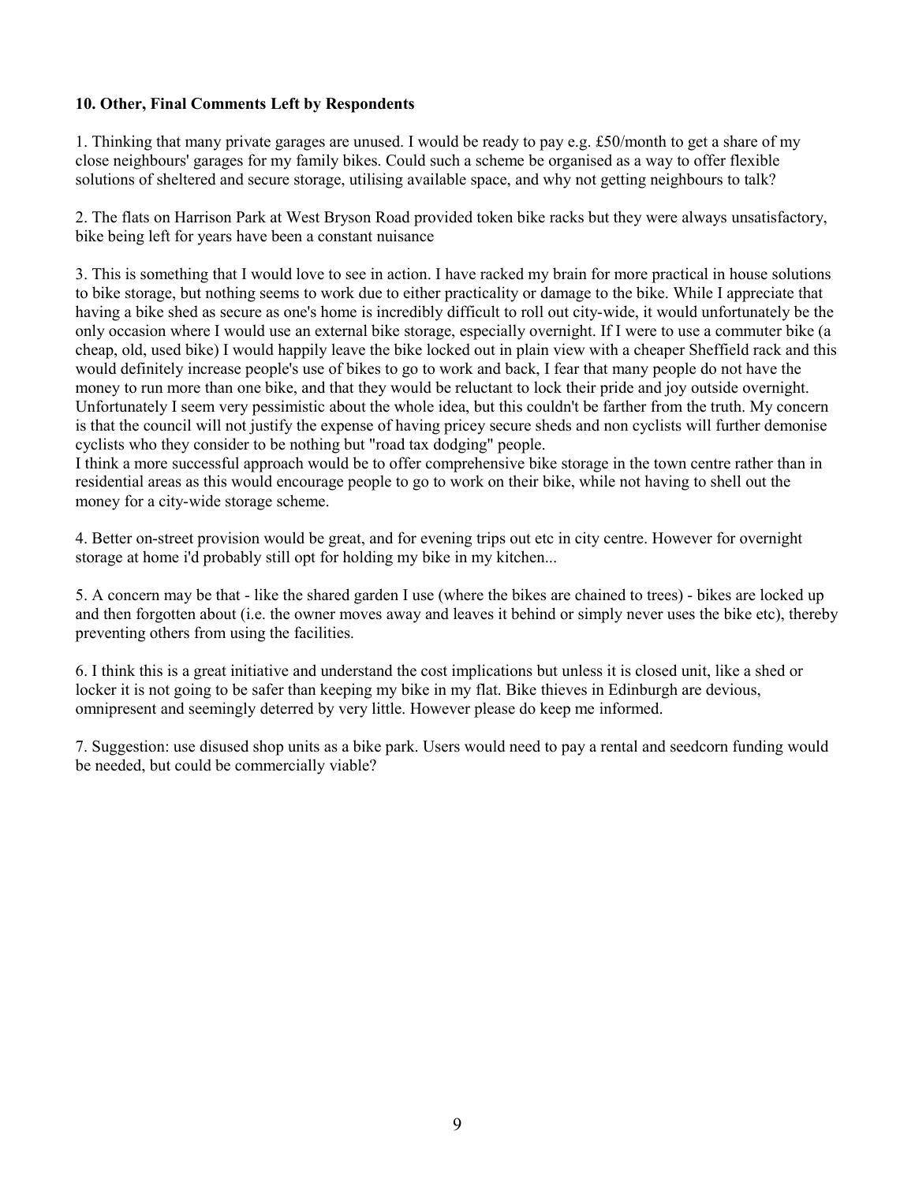### 10. Other, Final Comments Left by Respondents

1. Thinking that many private garages are unused. I would be ready to pay e.g. £50/month to get a share of my close neighbours' garages for my family bikes. Could such a scheme be organised as a way to offer flexible solutions of sheltered and secure storage, utilising available space, and why not getting neighbours to talk?

2. The flats on Harrison Park at West Bryson Road provided token bike racks but they were always unsatisfactory, bike being left for years have been a constant nuisance

3. This is something that I would love to see in action. I have racked my brain for more practical in house solutions to bike storage, but nothing seems to work due to either practicality or damage to the bike. While I appreciate that having a bike shed as secure as one's home is incredibly difficult to roll out city-wide, it would unfortunately be the only occasion where I would use an external bike storage, especially overnight. If I were to use a commuter bike (a cheap, old, used bike) I would happily leave the bike locked out in plain view with a cheaper Sheffield rack and this would definitely increase people's use of bikes to go to work and back, I fear that many people do not have the money to run more than one bike, and that they would be reluctant to lock their pride and joy outside overnight. Unfortunately I seem very pessimistic about the whole idea, but this couldn't be farther from the truth. My concern is that the council will not justify the expense of having pricey secure sheds and non cyclists will further demonise cyclists who they consider to be nothing but "road tax dodging" people.
I think a more successful approach would be to offer comprehensive bike storage in the town centre rather than in residential areas as this would encourage people to go to work on their bike, while not having to shell out the money for a city-wide storage scheme.

4. Better on-street provision would be great, and for evening trips out etc in city centre. However for overnight storage at home i'd probably still opt for holding my bike in my kitchen...

5. A concern may be that - like the shared garden I use (where the bikes are chained to trees) - bikes are locked up and then forgotten about (i.e. the owner moves away and leaves it behind or simply never uses the bike etc), thereby preventing others from using the facilities.

6. I think this is a great initiative and understand the cost implications but unless it is closed unit, like a shed or locker it is not going to be safer than keeping my bike in my flat. Bike thieves in Edinburgh are devious, omnipresent and seemingly deterred by very little. However please do keep me informed.

7. Suggestion: use disused shop units as a bike park. Users would need to pay a rental and seedcorn funding would be needed, but could be commercially viable?